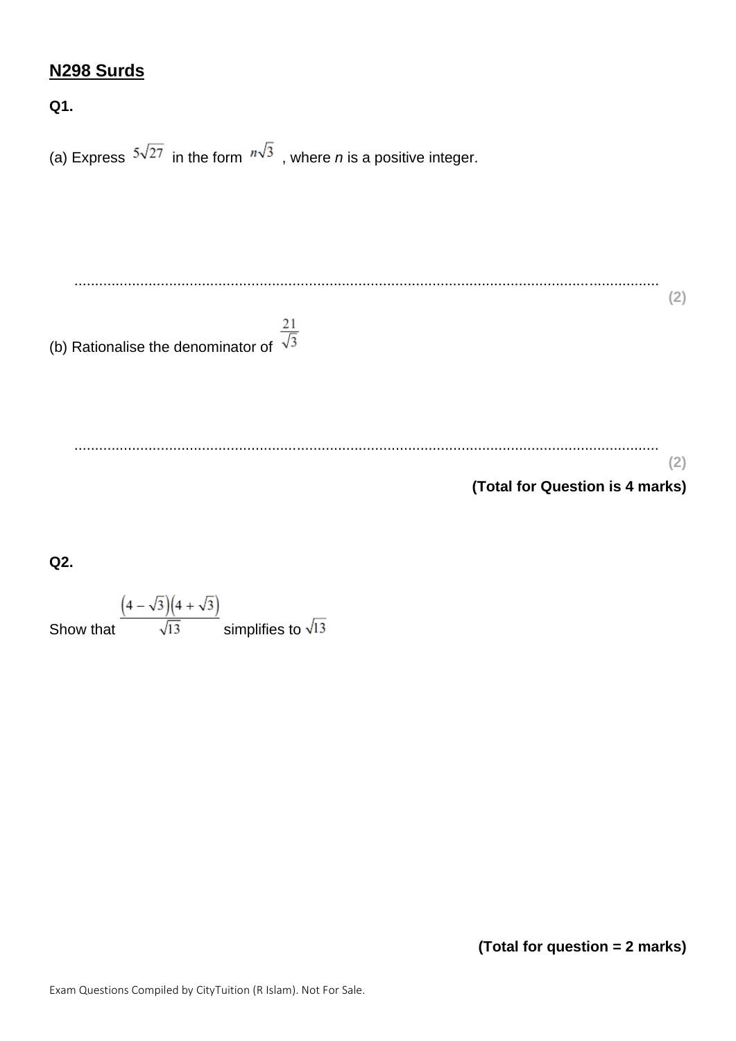## N298 Surds

**Q1.**

(a) Express $5\sqrt{27}$ in the form $n\sqrt{3}$, where $n$ is a positive integer.

..............................................................................................................................................

**(2)**

(b) Rationalise the denominator of $\frac{21}{\sqrt{3}}$

..............................................................................................................................................

**(2)**

**(Total for Question is 4 marks)**

**Q2.**

Show that $\frac{\left(4-\sqrt{3}\right)\left(4+\sqrt{3}\right)}{\sqrt{13}}$ simplifies to $\sqrt{13}$

**(Total for question = 2 marks)**

Exam Questions Compiled by CityTuition (R Islam). Not For Sale.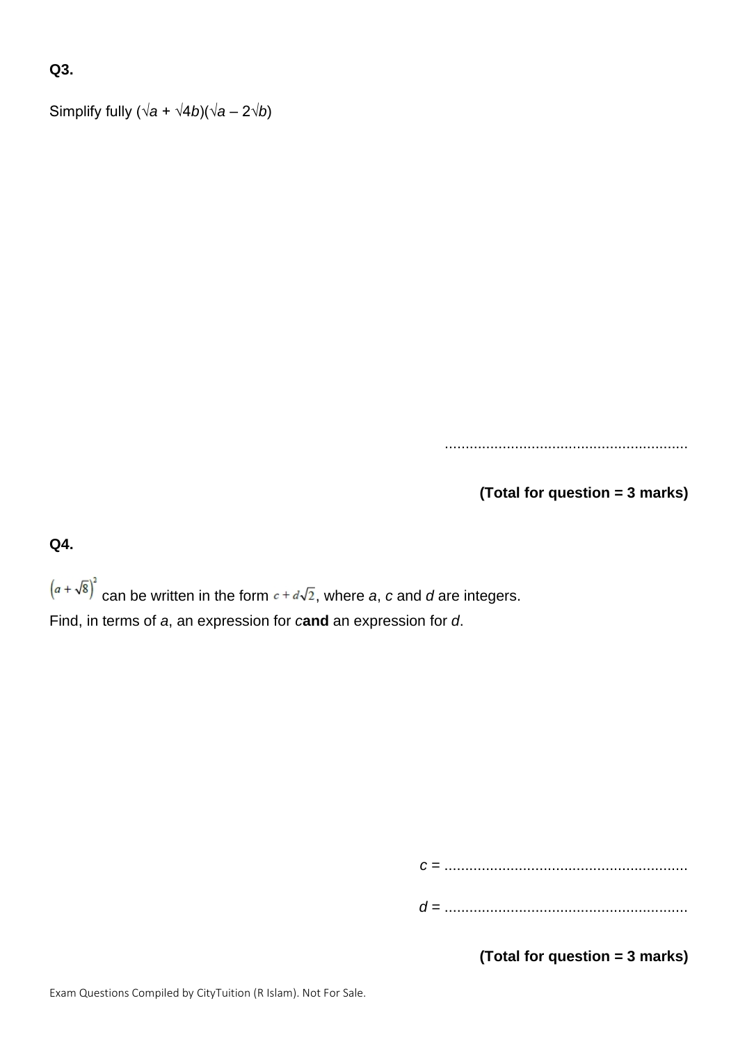**Q3.**

Simplify fully $(\sqrt{a} + \sqrt{4b})(\sqrt{a} - 2\sqrt{b})$

..........................................................

**(Total for question = 3 marks)**

**Q4.**

$\left(a + \sqrt{8}\right)^2$ can be written in the form $c + d\sqrt{2}$, where $a$, $c$ and $d$ are integers.
Find, in terms of $a$, an expression for $c$ **and** an expression for $d$.

$c$ = ..........................................................

$d$ = ..........................................................

**(Total for question = 3 marks)**

Exam Questions Compiled by CityTuition (R Islam). Not For Sale.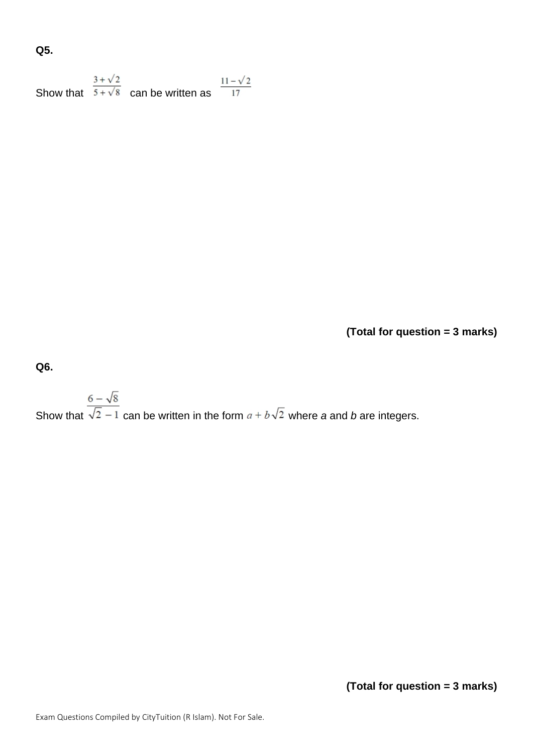**Q5.**

Show that $\frac{3+\sqrt{2}}{5+\sqrt{8}}$ can be written as $\frac{11-\sqrt{2}}{17}$

**(Total for question = 3 marks)**

**Q6.**

Show that $\frac{6-\sqrt{8}}{\sqrt{2}-1}$ can be written in the form $a+b\sqrt{2}$ where *a* and *b* are integers.

**(Total for question = 3 marks)**

Exam Questions Compiled by CityTuition (R Islam). Not For Sale.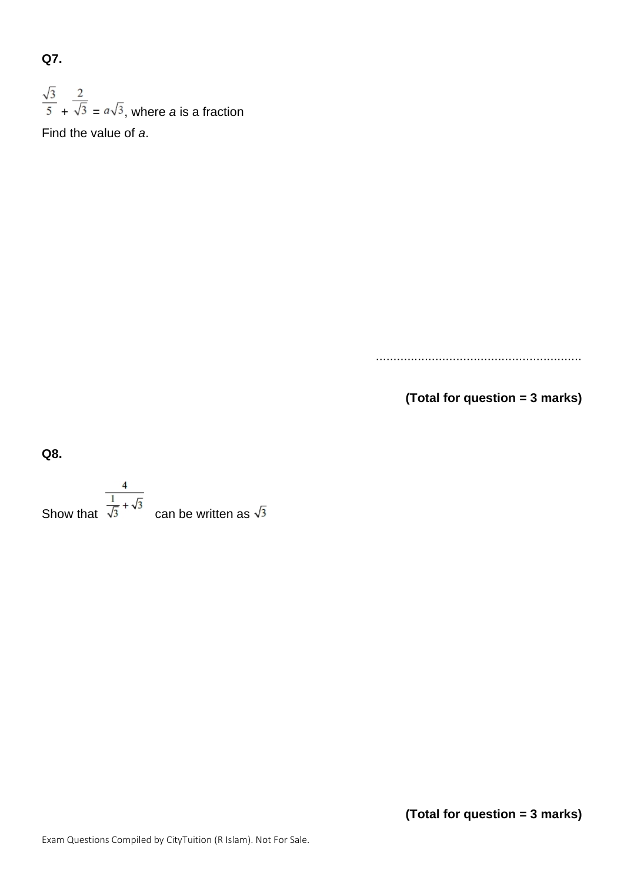**Q7.**

$\frac{\sqrt{3}}{5} + \frac{2}{\sqrt{3}} = a\sqrt{3}$, where $a$ is a fraction

Find the value of $a$.

..........................................................

**(Total for question = 3 marks)**

**Q8.**

Show that $\dfrac{4}{\frac{1}{\sqrt{3}} + \sqrt{3}}$ can be written as $\sqrt{3}$

**(Total for question = 3 marks)**

Exam Questions Compiled by CityTuition (R Islam). Not For Sale.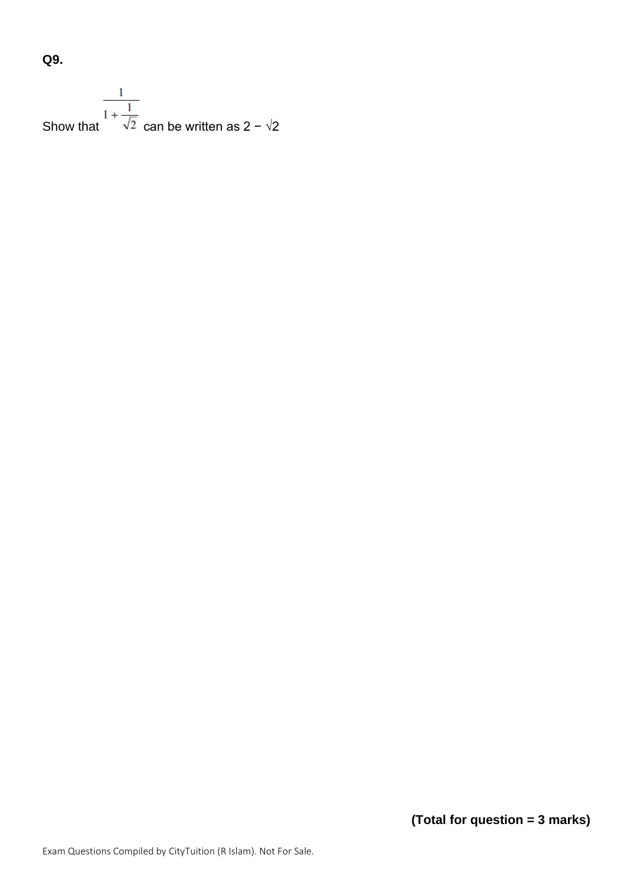**Q9.**

Show that $\dfrac{1}{1+\dfrac{1}{\sqrt{2}}}$ can be written as $2 - \sqrt{2}$

**(Total for question = 3 marks)**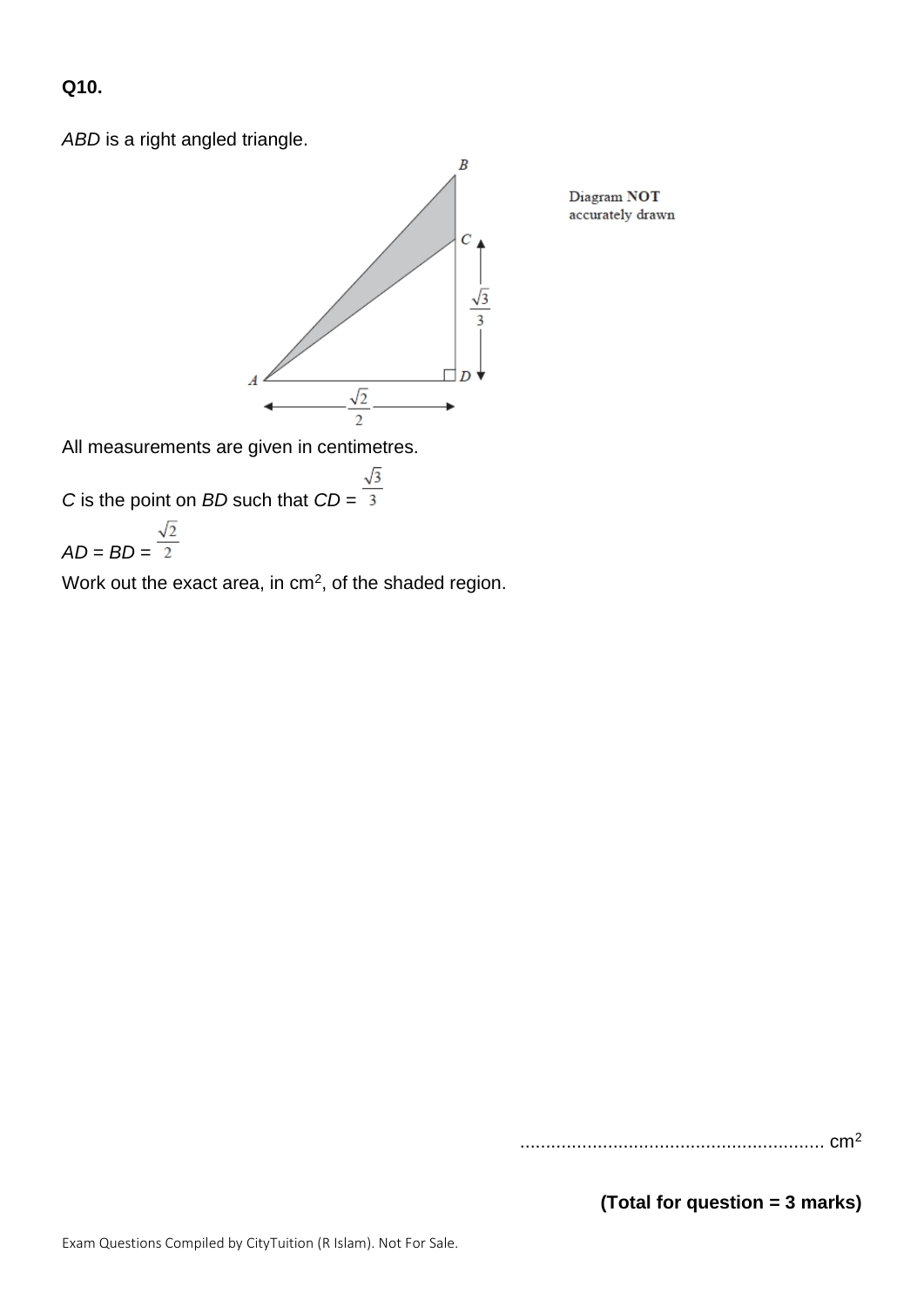**Q10.**

*ABD* is a right angled triangle.

Diagram **NOT** accurately drawn

All measurements are given in centimetres.

*C* is the point on *BD* such that $CD = \frac{\sqrt{3}}{3}$

$AD = BD = \frac{\sqrt{2}}{2}$

Work out the exact area, in $cm^2$, of the shaded region.

........................................................... $cm^2$

**(Total for question = 3 marks)**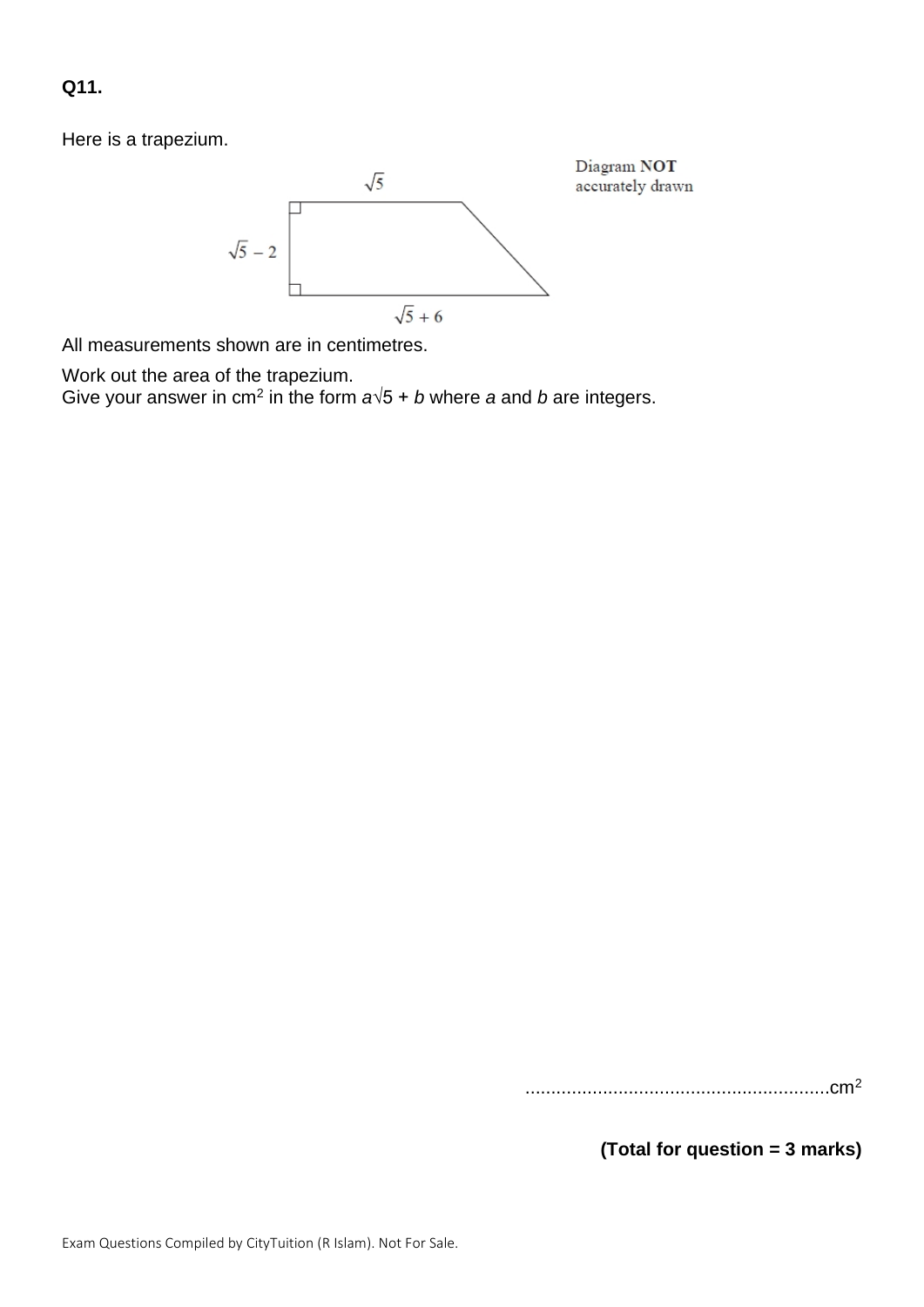**Q11.**

Here is a trapezium.

Diagram **NOT** accurately drawn

$\sqrt{5}$

$\sqrt{5} - 2$

$\sqrt{5} + 6$

All measurements shown are in centimetres.

Work out the area of the trapezium.
Give your answer in $cm^2$ in the form $a\sqrt{5} + b$ where $a$ and $b$ are integers.

..........................................................$cm^2$

**(Total for question = 3 marks)**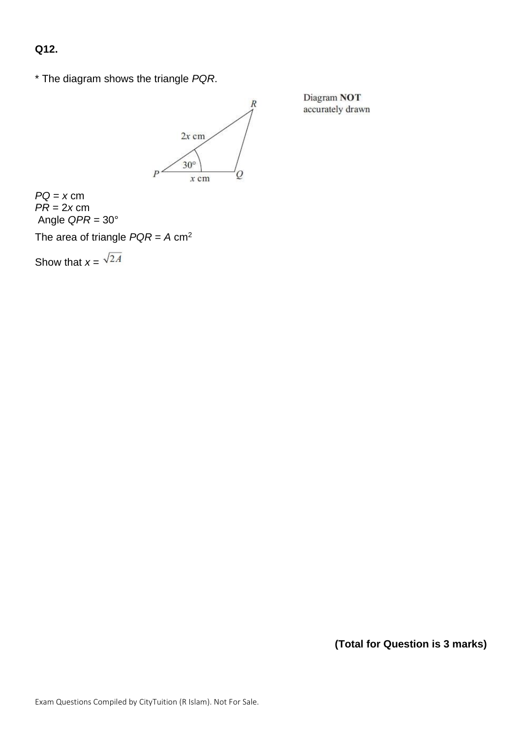**Q12.**

* The diagram shows the triangle $PQR$.

Diagram **NOT** accurately drawn

$PQ = x$ cm
$PR = 2x$ cm
Angle $QPR = 30°$

The area of triangle $PQR = A$ cm$^2$

Show that $x = \sqrt{2A}$

**(Total for Question is 3 marks)**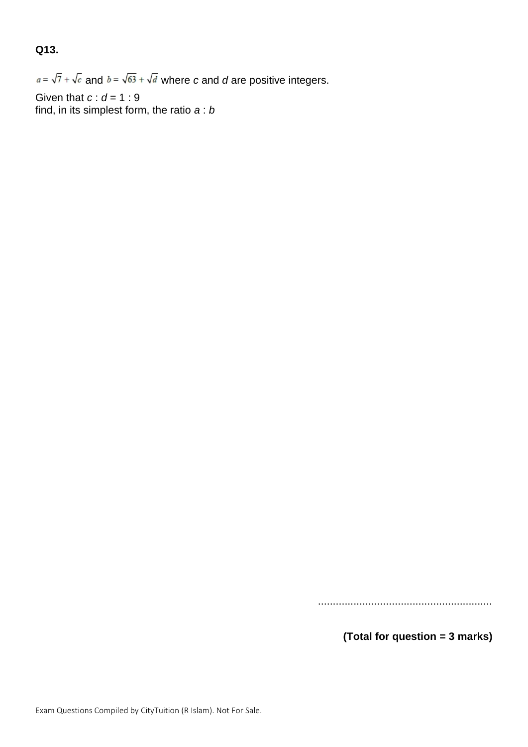**Q13.**

$a = \sqrt{7} + \sqrt{c}$ and $b = \sqrt{63} + \sqrt{d}$ where $c$ and $d$ are positive integers.

Given that $c : d = 1 : 9$
find, in its simplest form, the ratio $a : b$

..........................................................

**(Total for question = 3 marks)**

Exam Questions Compiled by CityTuition (R Islam). Not For Sale.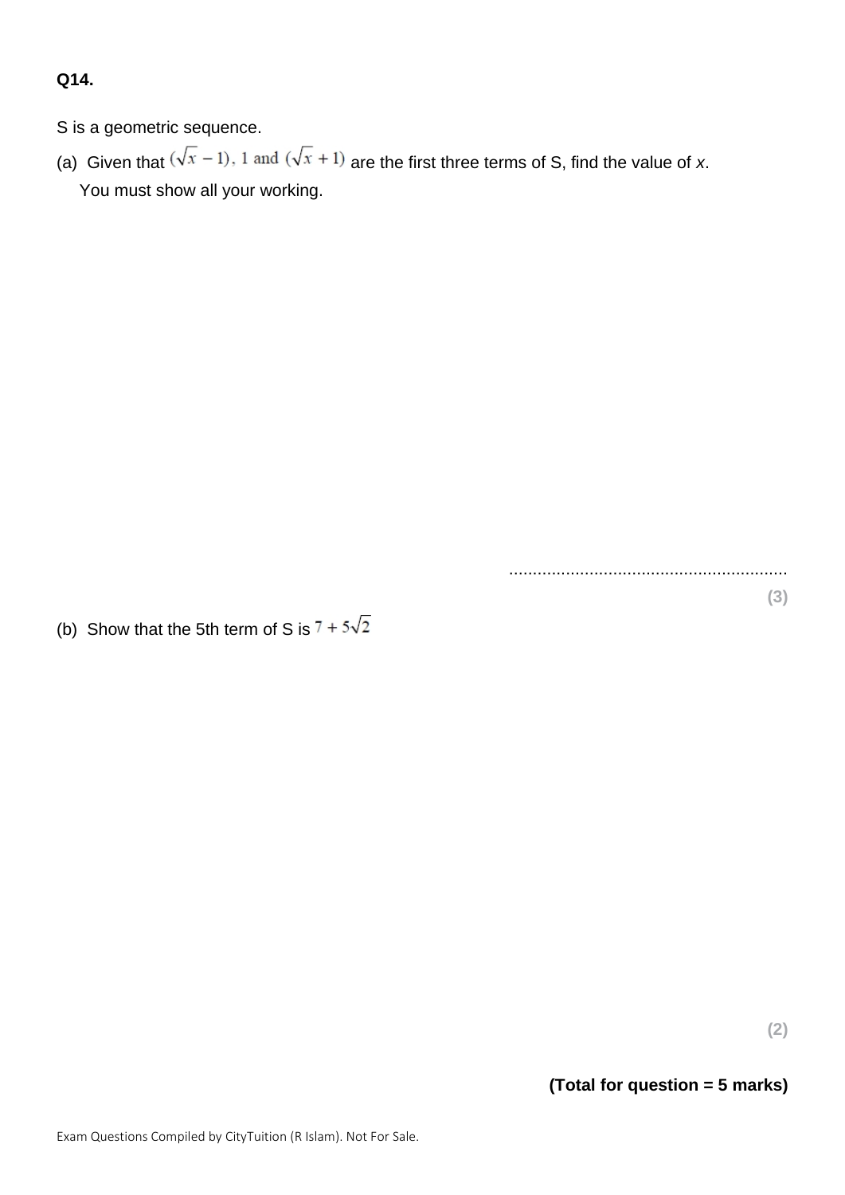**Q14.**

S is a geometric sequence.

(a) Given that $(\sqrt{x}-1)$, 1 and $(\sqrt{x}+1)$ are the first three terms of S, find the value of $x$.

You must show all your working.

..........................................................

**(3)**

(b) Show that the 5th term of S is $7+5\sqrt{2}$

**(2)**

**(Total for question = 5 marks)**

Exam Questions Compiled by CityTuition (R Islam). Not For Sale.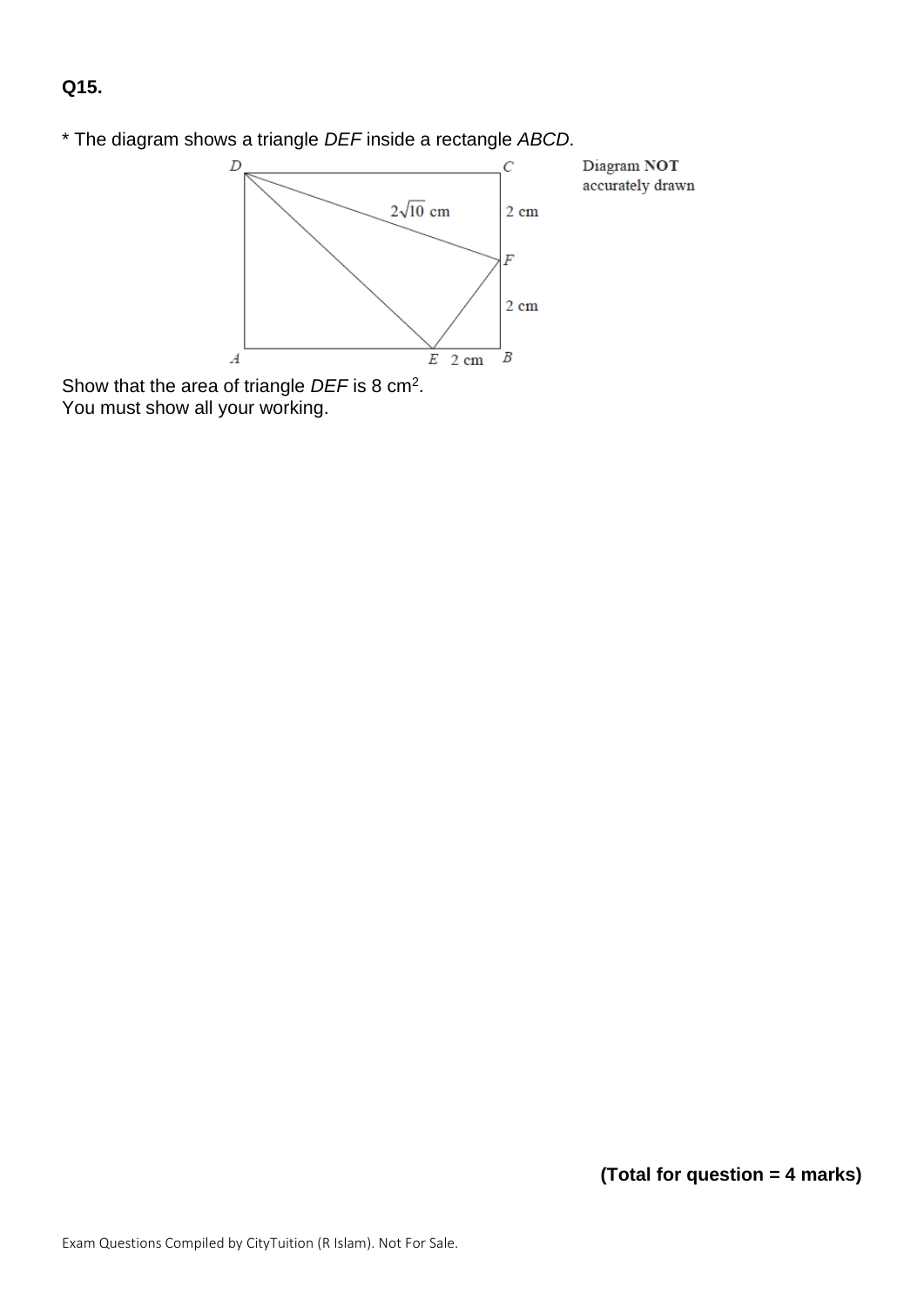**Q15.**

* The diagram shows a triangle *DEF* inside a rectangle *ABCD*.

D
C
$2\sqrt{10}$ cm
2 cm
F
2 cm
A
E 2 cm B
Diagram **NOT** accurately drawn

Show that the area of triangle *DEF* is 8 cm$^2$.
You must show all your working.

**(Total for question = 4 marks)**